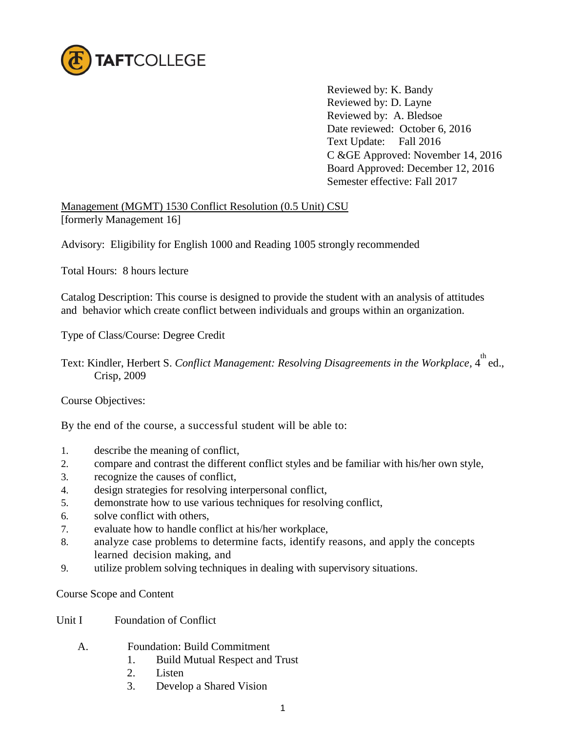TAFTCOLLEGE

Reviewed by: K. Bandy
Reviewed by: D. Layne
Reviewed by: A. Bledsoe
Date reviewed: October 6, 2016
Text Update: Fall 2016
C &GE Approved: November 14, 2016
Board Approved: December 12, 2016
Semester effective: Fall 2017

Management (MGMT) 1530 Conflict Resolution (0.5 Unit) CSU
[formerly Management 16]

Advisory: Eligibility for English 1000 and Reading 1005 strongly recommended

Total Hours: 8 hours lecture

Catalog Description: This course is designed to provide the student with an analysis of attitudes and behavior which create conflict between individuals and groups within an organization.

Type of Class/Course: Degree Credit

Text: Kindler, Herbert S. *Conflict Management: Resolving Disagreements in the Workplace*, 4th ed., Crisp, 2009

Course Objectives:

By the end of the course, a successful student will be able to:

1. describe the meaning of conflict,
2. compare and contrast the different conflict styles and be familiar with his/her own style,
3. recognize the causes of conflict,
4. design strategies for resolving interpersonal conflict,
5. demonstrate how to use various techniques for resolving conflict,
6. solve conflict with others,
7. evaluate how to handle conflict at his/her workplace,
8. analyze case problems to determine facts, identify reasons, and apply the concepts learned decision making, and
9. utilize problem solving techniques in dealing with supervisory situations.

Course Scope and Content

Unit I Foundation of Conflict

A. Foundation: Build Commitment
   1. Build Mutual Respect and Trust
   2. Listen
   3. Develop a Shared Vision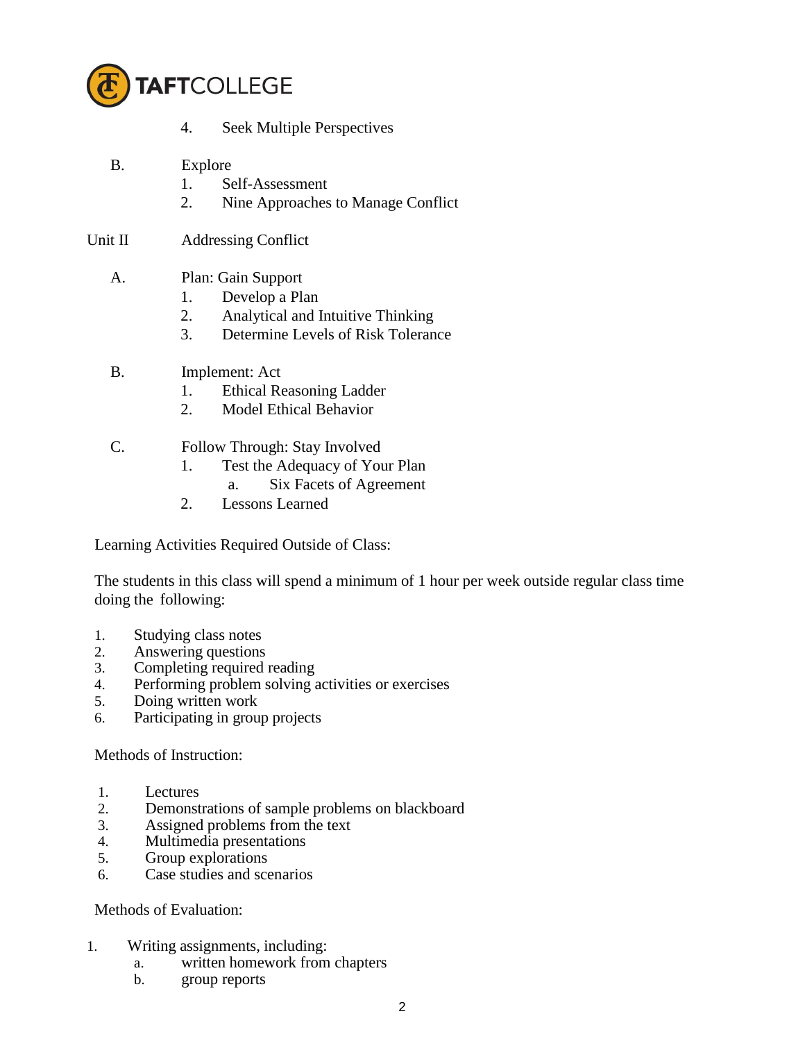4. Seek Multiple Perspectives

B. Explore
   1. Self-Assessment
   2. Nine Approaches to Manage Conflict

Unit II Addressing Conflict

A. Plan: Gain Support
   1. Develop a Plan
   2. Analytical and Intuitive Thinking
   3. Determine Levels of Risk Tolerance

B. Implement: Act
   1. Ethical Reasoning Ladder
   2. Model Ethical Behavior

C. Follow Through: Stay Involved
   1. Test the Adequacy of Your Plan
      a. Six Facets of Agreement
   2. Lessons Learned

Learning Activities Required Outside of Class:

The students in this class will spend a minimum of 1 hour per week outside regular class time doing the following:

1. Studying class notes
2. Answering questions
3. Completing required reading
4. Performing problem solving activities or exercises
5. Doing written work
6. Participating in group projects

Methods of Instruction:

1. Lectures
2. Demonstrations of sample problems on blackboard
3. Assigned problems from the text
4. Multimedia presentations
5. Group explorations
6. Case studies and scenarios

Methods of Evaluation:

1. Writing assignments, including:
   a. written homework from chapters
   b. group reports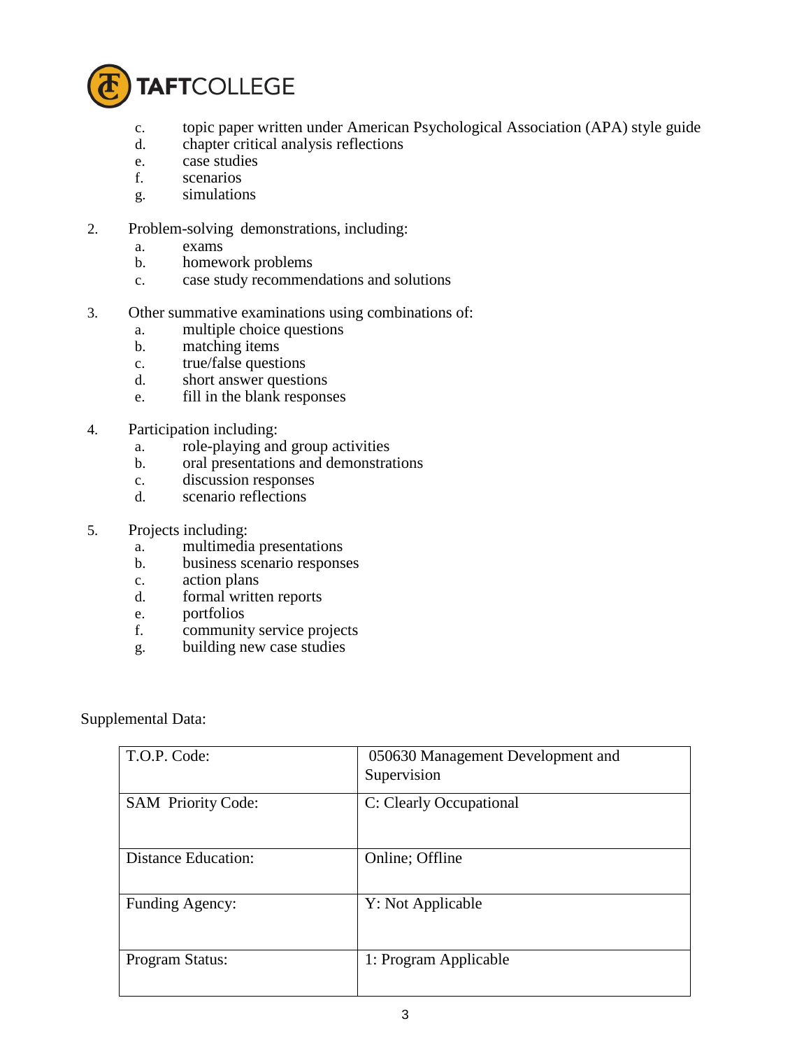c. topic paper written under American Psychological Association (APA) style guide
   d. chapter critical analysis reflections
   e. case studies
   f. scenarios
   g. simulations

2. Problem-solving demonstrations, including:
   a. exams
   b. homework problems
   c. case study recommendations and solutions

3. Other summative examinations using combinations of:
   a. multiple choice questions
   b. matching items
   c. true/false questions
   d. short answer questions
   e. fill in the blank responses

4. Participation including:
   a. role-playing and group activities
   b. oral presentations and demonstrations
   c. discussion responses
   d. scenario reflections

5. Projects including:
   a. multimedia presentations
   b. business scenario responses
   c. action plans
   d. formal written reports
   e. portfolios
   f. community service projects
   g. building new case studies

Supplemental Data:

| | |
|---|---|
| T.O.P. Code: | 050630 Management Development and Supervision |
| SAM Priority Code: | C: Clearly Occupational |
| Distance Education: | Online; Offline |
| Funding Agency: | Y: Not Applicable |
| Program Status: | 1: Program Applicable |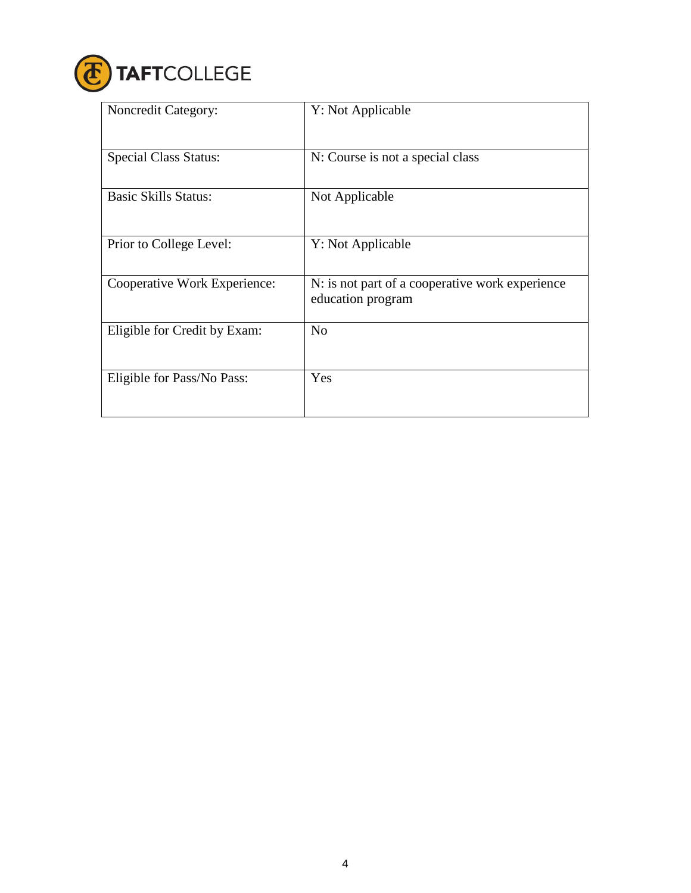| | |
|---|---|
| Noncredit Category: | Y: Not Applicable |
| Special Class Status: | N: Course is not a special class |
| Basic Skills Status: | Not Applicable |
| Prior to College Level: | Y: Not Applicable |
| Cooperative Work Experience: | N: is not part of a cooperative work experience education program |
| Eligible for Credit by Exam: | No |
| Eligible for Pass/No Pass: | Yes |